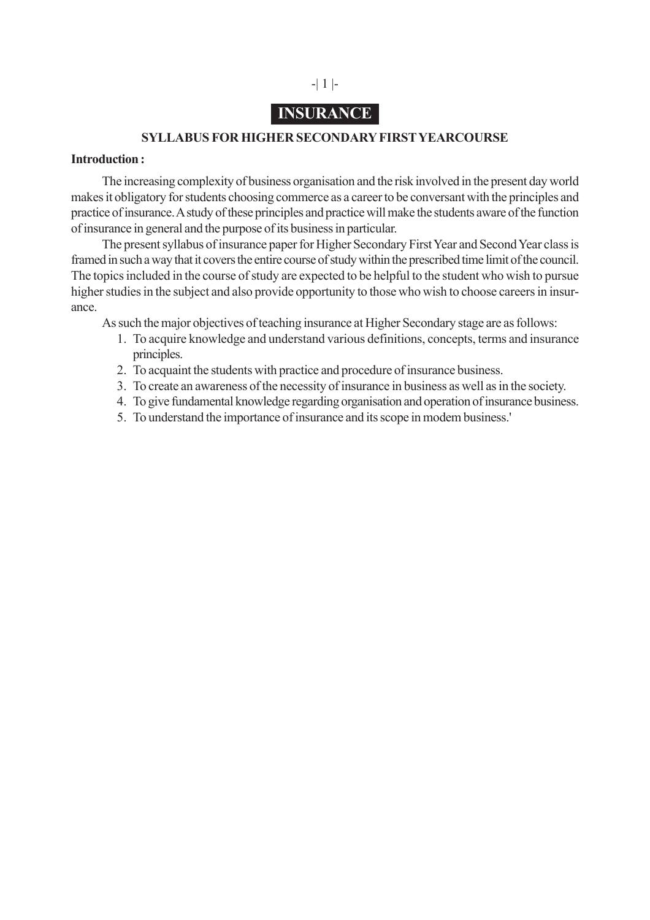# INSURANCE

## SYLLABUS FOR HIGHER SECONDARY FIRST YEARCOURSE

**Introduction :**

The increasing complexity of business organisation and the risk involved in the present day world makes it obligatory for students choosing commerce as a career to be conversant with the principles and practice of insurance. A study of these principles and practice will make the students aware of the function of insurance in general and the purpose of its business in particular.

The present syllabus of insurance paper for Higher Secondary First Year and Second Year class is framed in such a way that it covers the entire course of study within the prescribed time limit of the council. The topics included in the course of study are expected to be helpful to the student who wish to pursue higher studies in the subject and also provide opportunity to those who wish to choose careers in insurance.

As such the major objectives of teaching insurance at Higher Secondary stage are as follows:

1. To acquire knowledge and understand various definitions, concepts, terms and insurance principles.
2. To acquaint the students with practice and procedure of insurance business.
3. To create an awareness of the necessity of insurance in business as well as in the society.
4. To give fundamental knowledge regarding organisation and operation of insurance business.
5. To understand the importance of insurance and its scope in modem business.'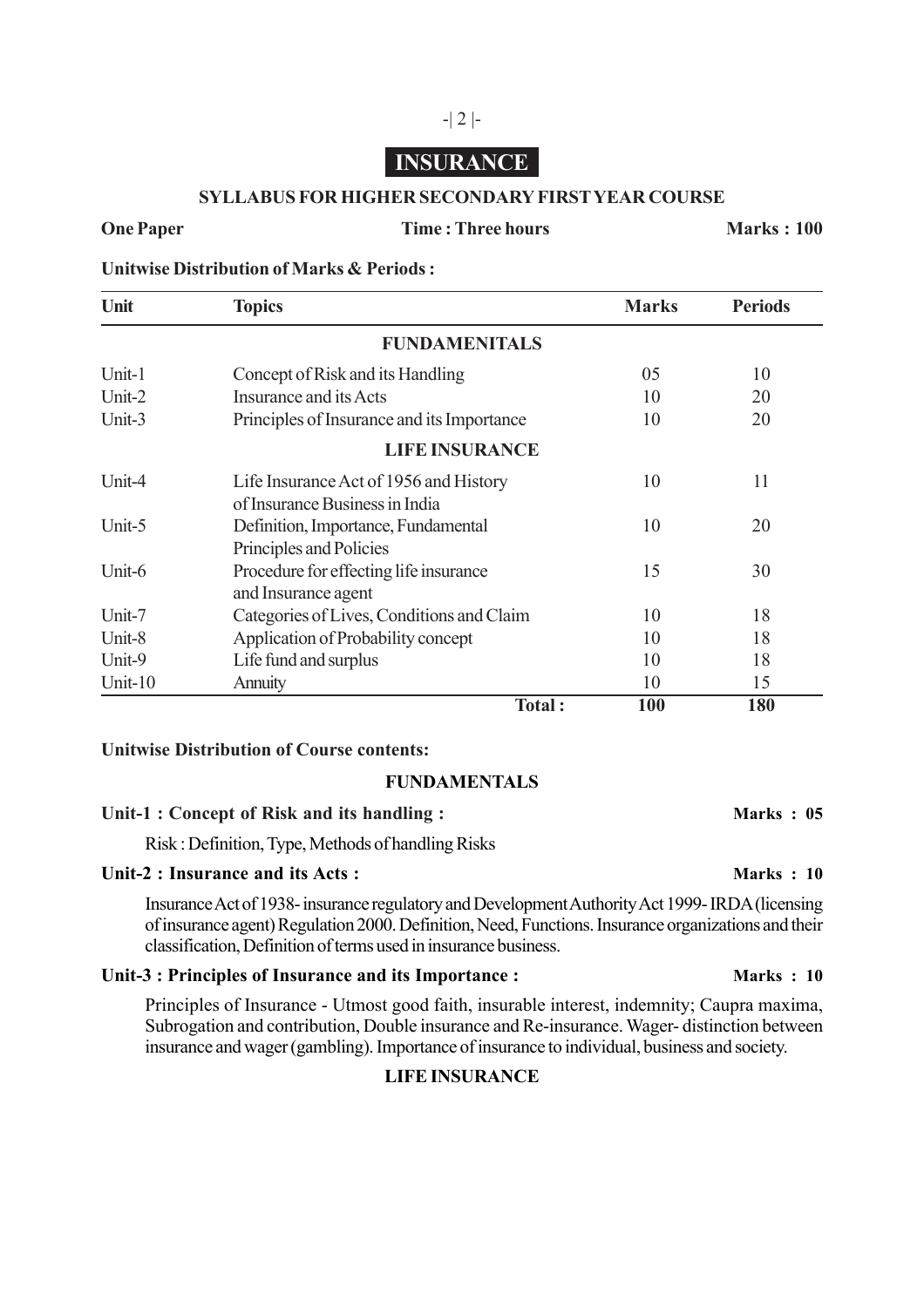# INSURANCE

## SYLLABUS FOR HIGHER SECONDARY FIRST YEAR COURSE

**One Paper** **Time : Three hours** **Marks : 100**

**Unitwise Distribution of Marks & Periods :**

| Unit | Topics | Marks | Periods |
|---|---|---|---|
| | **FUNDAMENITALS** | | |
| Unit-1 | Concept of Risk and its Handling | 05 | 10 |
| Unit-2 | Insurance and its Acts | 10 | 20 |
| Unit-3 | Principles of Insurance and its Importance | 10 | 20 |
| | **LIFE INSURANCE** | | |
| Unit-4 | Life Insurance Act of 1956 and History of Insurance Business in India | 10 | 11 |
| Unit-5 | Definition, Importance, Fundamental Principles and Policies | 10 | 20 |
| Unit-6 | Procedure for effecting life insurance and Insurance agent | 15 | 30 |
| Unit-7 | Categories of Lives, Conditions and Claim | 10 | 18 |
| Unit-8 | Application of Probability concept | 10 | 18 |
| Unit-9 | Life fund and surplus | 10 | 18 |
| Unit-10 | Annuity | 10 | 15 |
| | **Total :** | **100** | **180** |

**Unitwise Distribution of Course contents:**

### FUNDAMENTALS

**Unit-1 : Concept of Risk and its handling :** **Marks : 05**

Risk : Definition, Type, Methods of handling Risks

**Unit-2 : Insurance and its Acts :** **Marks : 10**

Insurance Act of 1938- insurance regulatory and Development Authority Act 1999- IRDA (licensing of insurance agent) Regulation 2000. Definition, Need, Functions. Insurance organizations and their classification, Definition of terms used in insurance business.

**Unit-3 : Principles of Insurance and its Importance :** **Marks : 10**

Principles of Insurance - Utmost good faith, insurable interest, indemnity; Caupra maxima, Subrogation and contribution, Double insurance and Re-insurance. Wager- distinction between insurance and wager (gambling). Importance of insurance to individual, business and society.

### LIFE INSURANCE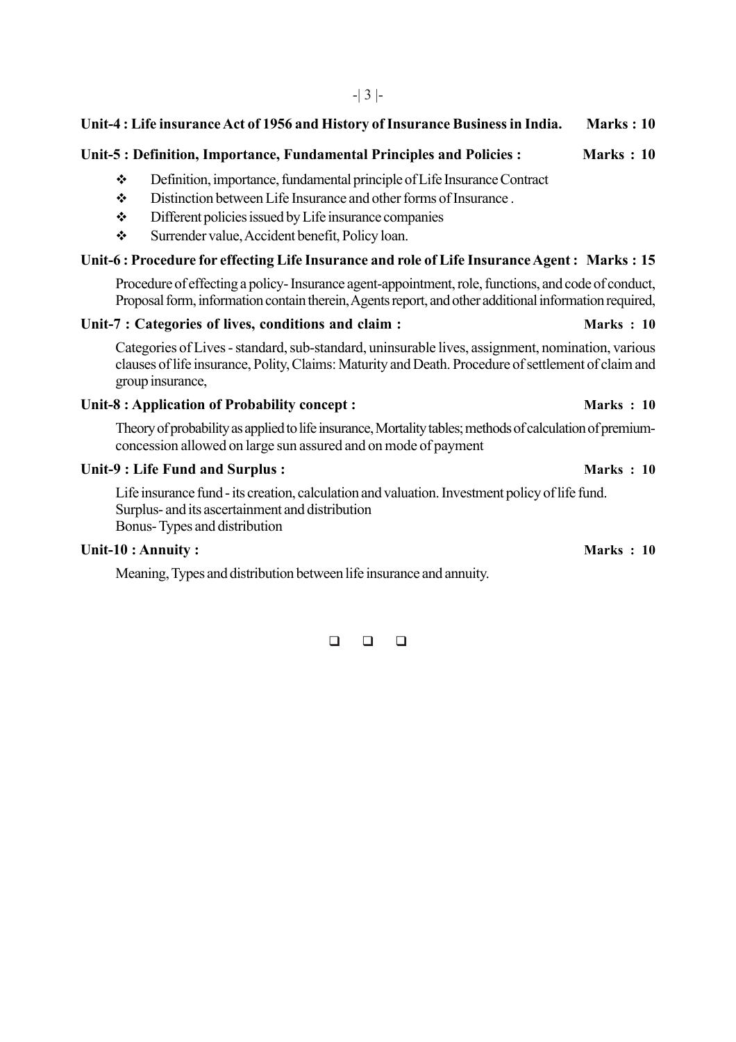**Unit-4 : Life insurance Act of 1956 and History of Insurance Business in India. Marks : 10**

**Unit-5 : Definition, Importance, Fundamental Principles and Policies : Marks : 10**

- Definition, importance, fundamental principle of Life Insurance Contract
- Distinction between Life Insurance and other forms of Insurance .
- Different policies issued by Life insurance companies
- Surrender value, Accident benefit, Policy loan.

**Unit-6 : Procedure for effecting Life Insurance and role of Life Insurance Agent : Marks : 15**

Procedure of effecting a policy- Insurance agent-appointment, role, functions, and code of conduct, Proposal form, information contain therein, Agents report, and other additional information required,

**Unit-7 : Categories of lives, conditions and claim : Marks : 10**

Categories of Lives - standard, sub-standard, uninsurable lives, assignment, nomination, various clauses of life insurance, Polity, Claims: Maturity and Death. Procedure of settlement of claim and group insurance,

**Unit-8 : Application of Probability concept : Marks : 10**

Theory of probability as applied to life insurance, Mortality tables; methods of calculation of premium-concession allowed on large sun assured and on mode of payment

**Unit-9 : Life Fund and Surplus : Marks : 10**

Life insurance fund - its creation, calculation and valuation. Investment policy of life fund.
Surplus- and its ascertainment and distribution
Bonus- Types and distribution

**Unit-10 : Annuity : Marks : 10**

Meaning, Types and distribution between life insurance and annuity.

❑ ❑ ❑